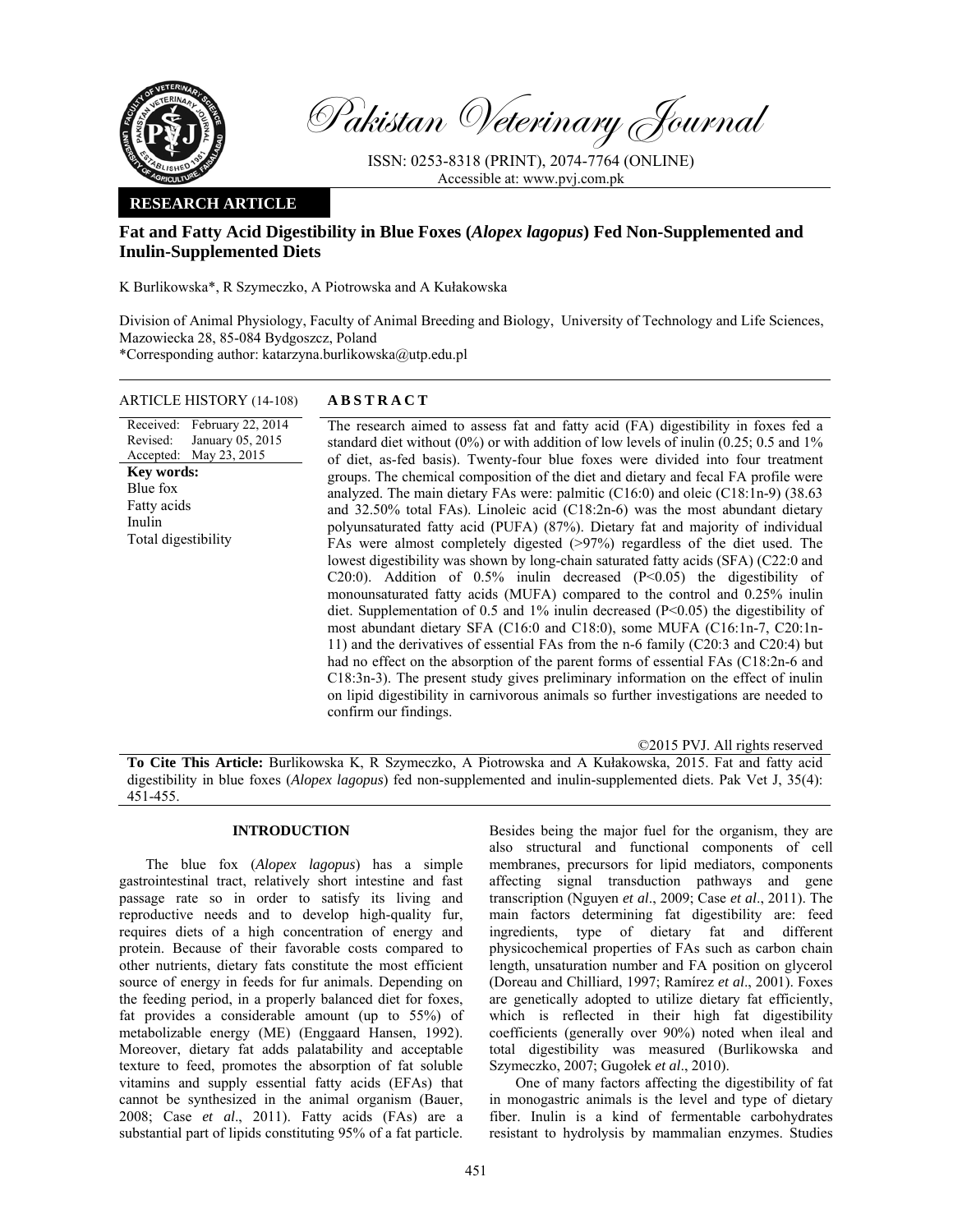Pakistan Veterinary Journal

ISSN: 0253-8318 (PRINT), 2074-7764 (ONLINE)
Accessible at: www.pvj.com.pk

**RESEARCH ARTICLE**

# Fat and Fatty Acid Digestibility in Blue Foxes (*Alopex lagopus*) Fed Non-Supplemented and Inulin-Supplemented Diets

K Burlikowska*, R Szymeczko, A Piotrowska and A Kułakowska

Division of Animal Physiology, Faculty of Animal Breeding and Biology, University of Technology and Life Sciences, Mazowiecka 28, 85-084 Bydgoszcz, Poland
*Corresponding author: katarzyna.burlikowska@utp.edu.pl

**ARTICLE HISTORY** (14-108)

Received: February 22, 2014
Revised: January 05, 2015
Accepted: May 23, 2015

**Key words:**
Blue fox
Fatty acids
Inulin
Total digestibility

## ABSTRACT

The research aimed to assess fat and fatty acid (FA) digestibility in foxes fed a standard diet without (0%) or with addition of low levels of inulin (0.25; 0.5 and 1% of diet, as-fed basis). Twenty-four blue foxes were divided into four treatment groups. The chemical composition of the diet and dietary and fecal FA profile were analyzed. The main dietary FAs were: palmitic (C16:0) and oleic (C18:1n-9) (38.63 and 32.50% total FAs). Linoleic acid (C18:2n-6) was the most abundant dietary polyunsaturated fatty acid (PUFA) (87%). Dietary fat and majority of individual FAs were almost completely digested (>97%) regardless of the diet used. The lowest digestibility was shown by long-chain saturated fatty acids (SFA) (C22:0 and C20:0). Addition of 0.5% inulin decreased ($P<0.05$) the digestibility of monounsaturated fatty acids (MUFA) compared to the control and 0.25% inulin diet. Supplementation of 0.5 and 1% inulin decreased ($P<0.05$) the digestibility of most abundant dietary SFA (C16:0 and C18:0), some MUFA (C16:1n-7, C20:1n-11) and the derivatives of essential FAs from the n-6 family (C20:3 and C20:4) but had no effect on the absorption of the parent forms of essential FAs (C18:2n-6 and C18:3n-3). The present study gives preliminary information on the effect of inulin on lipid digestibility in carnivorous animals so further investigations are needed to confirm our findings.

©2015 PVJ. All rights reserved

**To Cite This Article:** Burlikowska K, R Szymeczko, A Piotrowska and A Kułakowska, 2015. Fat and fatty acid digestibility in blue foxes (*Alopex lagopus*) fed non-supplemented and inulin-supplemented diets. Pak Vet J, 35(4): 451-455.

## INTRODUCTION

The blue fox (*Alopex lagopus*) has a simple gastrointestinal tract, relatively short intestine and fast passage rate so in order to satisfy its living and reproductive needs and to develop high-quality fur, requires diets of a high concentration of energy and protein. Because of their favorable costs compared to other nutrients, dietary fats constitute the most efficient source of energy in feeds for fur animals. Depending on the feeding period, in a properly balanced diet for foxes, fat provides a considerable amount (up to 55%) of metabolizable energy (ME) (Enggaard Hansen, 1992). Moreover, dietary fat adds palatability and acceptable texture to feed, promotes the absorption of fat soluble vitamins and supply essential fatty acids (EFAs) that cannot be synthesized in the animal organism (Bauer, 2008; Case *et al*., 2011). Fatty acids (FAs) are a substantial part of lipids constituting 95% of a fat particle. Besides being the major fuel for the organism, they are also structural and functional components of cell membranes, precursors for lipid mediators, components affecting signal transduction pathways and gene transcription (Nguyen *et al*., 2009; Case *et al*., 2011). The main factors determining fat digestibility are: feed ingredients, type of dietary fat and different physicochemical properties of FAs such as carbon chain length, unsaturation number and FA position on glycerol (Doreau and Chilliard, 1997; Ramírez *et al*., 2001). Foxes are genetically adopted to utilize dietary fat efficiently, which is reflected in their high fat digestibility coefficients (generally over 90%) noted when ileal and total digestibility was measured (Burlikowska and Szymeczko, 2007; Gugołek *et al*., 2010).

One of many factors affecting the digestibility of fat in monogastric animals is the level and type of dietary fiber. Inulin is a kind of fermentable carbohydrates resistant to hydrolysis by mammalian enzymes. Studies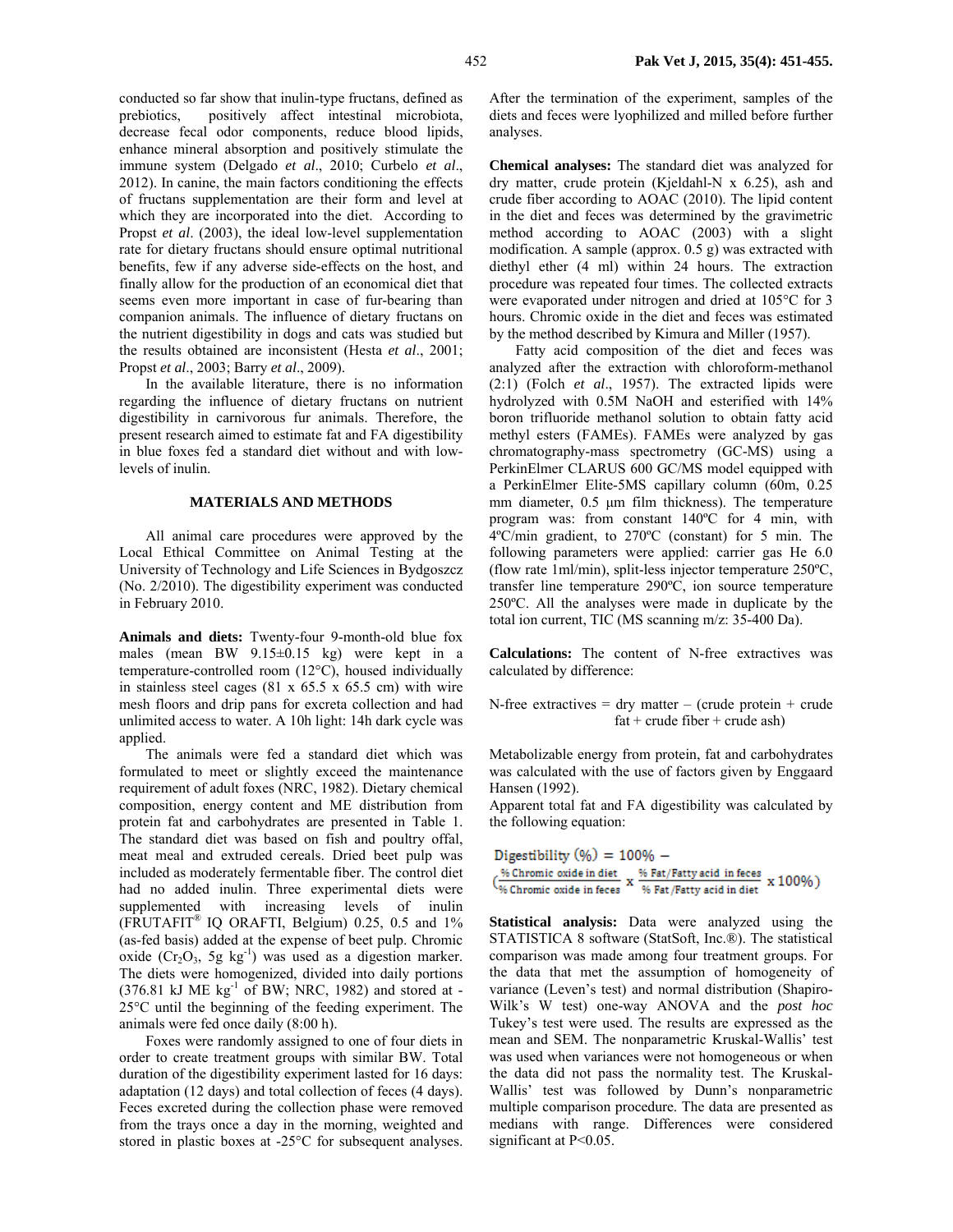conducted so far show that inulin-type fructans, defined as prebiotics, positively affect intestinal microbiota, decrease fecal odor components, reduce blood lipids, enhance mineral absorption and positively stimulate the immune system (Delgado *et al*., 2010; Curbelo *et al*., 2012). In canine, the main factors conditioning the effects of fructans supplementation are their form and level at which they are incorporated into the diet. According to Propst *et al*. (2003), the ideal low-level supplementation rate for dietary fructans should ensure optimal nutritional benefits, few if any adverse side-effects on the host, and finally allow for the production of an economical diet that seems even more important in case of fur-bearing than companion animals. The influence of dietary fructans on the nutrient digestibility in dogs and cats was studied but the results obtained are inconsistent (Hesta *et al*., 2001; Propst *et al*., 2003; Barry *et al*., 2009).

In the available literature, there is no information regarding the influence of dietary fructans on nutrient digestibility in carnivorous fur animals. Therefore, the present research aimed to estimate fat and FA digestibility in blue foxes fed a standard diet without and with low-levels of inulin.

## MATERIALS AND METHODS

All animal care procedures were approved by the Local Ethical Committee on Animal Testing at the University of Technology and Life Sciences in Bydgoszcz (No. 2/2010). The digestibility experiment was conducted in February 2010.

**Animals and diets:** Twenty-four 9-month-old blue fox males (mean BW 9.15±0.15 kg) were kept in a temperature-controlled room (12°C), housed individually in stainless steel cages (81 x 65.5 x 65.5 cm) with wire mesh floors and drip pans for excreta collection and had unlimited access to water. A 10h light: 14h dark cycle was applied.

The animals were fed a standard diet which was formulated to meet or slightly exceed the maintenance requirement of adult foxes (NRC, 1982). Dietary chemical composition, energy content and ME distribution from protein fat and carbohydrates are presented in Table 1. The standard diet was based on fish and poultry offal, meat meal and extruded cereals. Dried beet pulp was included as moderately fermentable fiber. The control diet had no added inulin. Three experimental diets were supplemented with increasing levels of inulin (FRUTAFIT® IQ ORAFTI, Belgium) 0.25, 0.5 and 1% (as-fed basis) added at the expense of beet pulp. Chromic oxide ($Cr_2O_3$, 5g $kg^{-1}$) was used as a digestion marker. The diets were homogenized, divided into daily portions (376.81 kJ ME $kg^{-1}$ of BW; NRC, 1982) and stored at -25°C until the beginning of the feeding experiment. The animals were fed once daily (8:00 h).

Foxes were randomly assigned to one of four diets in order to create treatment groups with similar BW. Total duration of the digestibility experiment lasted for 16 days: adaptation (12 days) and total collection of feces (4 days). Feces excreted during the collection phase were removed from the trays once a day in the morning, weighted and stored in plastic boxes at -25°C for subsequent analyses. After the termination of the experiment, samples of the diets and feces were lyophilized and milled before further analyses.

**Chemical analyses:** The standard diet was analyzed for dry matter, crude protein (Kjeldahl-N x 6.25), ash and crude fiber according to AOAC (2010). The lipid content in the diet and feces was determined by the gravimetric method according to AOAC (2003) with a slight modification. A sample (approx. 0.5 g) was extracted with diethyl ether (4 ml) within 24 hours. The extraction procedure was repeated four times. The collected extracts were evaporated under nitrogen and dried at 105°C for 3 hours. Chromic oxide in the diet and feces was estimated by the method described by Kimura and Miller (1957).

Fatty acid composition of the diet and feces was analyzed after the extraction with chloroform-methanol (2:1) (Folch *et al*., 1957). The extracted lipids were hydrolyzed with 0.5M NaOH and esterified with 14% boron trifluoride methanol solution to obtain fatty acid methyl esters (FAMEs). FAMEs were analyzed by gas chromatography-mass spectrometry (GC-MS) using a PerkinElmer CLARUS 600 GC/MS model equipped with a PerkinElmer Elite-5MS capillary column (60m, 0.25 mm diameter, 0.5 µm film thickness). The temperature program was: from constant 140ºC for 4 min, with 4ºC/min gradient, to 270ºC (constant) for 5 min. The following parameters were applied: carrier gas He 6.0 (flow rate 1ml/min), split-less injector temperature 250ºC, transfer line temperature 290ºC, ion source temperature 250ºC. All the analyses were made in duplicate by the total ion current, TIC (MS scanning m/z: 35-400 Da).

**Calculations:** The content of N-free extractives was calculated by difference:

N-free extractives = dry matter – (crude protein + crude fat + crude fiber + crude ash)

Metabolizable energy from protein, fat and carbohydrates was calculated with the use of factors given by Enggaard Hansen (1992).

Apparent total fat and FA digestibility was calculated by the following equation:

$$\text{Digestibility (\%)} = 100\% - \left(\frac{\text{\% Chromic oxide in diet}}{\text{\% Chromic oxide in feces}} \times \frac{\text{\% Fat/Fatty acid in feces}}{\text{\% Fat/Fatty acid in diet}} \times 100\%\right)$$

**Statistical analysis:** Data were analyzed using the STATISTICA 8 software (StatSoft, Inc.®). The statistical comparison was made among four treatment groups. For the data that met the assumption of homogeneity of variance (Leven's test) and normal distribution (Shapiro-Wilk's W test) one-way ANOVA and the *post hoc* Tukey's test were used. The results are expressed as the mean and SEM. The nonparametric Kruskal-Wallis' test was used when variances were not homogeneous or when the data did not pass the normality test. The Kruskal-Wallis' test was followed by Dunn's nonparametric multiple comparison procedure. The data are presented as medians with range. Differences were considered significant at $P<0.05$.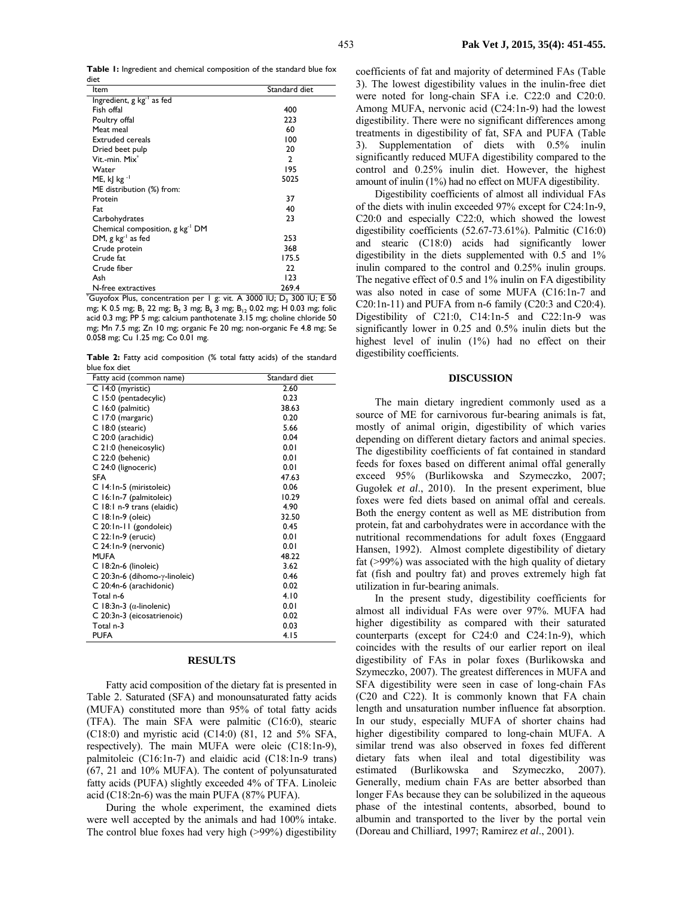**Table 1:** Ingredient and chemical composition of the standard blue fox diet

| Item | Standard diet |
|---|---|
| Ingredient, g kg$^{-1}$ as fed | |
| Fish offal | 400 |
| Poultry offal | 223 |
| Meat meal | 60 |
| Extruded cereals | 100 |
| Dried beet pulp | 20 |
| Vit.-min. Mix* | 2 |
| Water | 195 |
| ME, kJ kg$^{-1}$ | 5025 |
| ME distribution (%) from: | |
| Protein | 37 |
| Fat | 40 |
| Carbohydrates | 23 |
| Chemical composition, g kg$^{-1}$ DM | |
| DM, g kg$^{-1}$ as fed | 253 |
| Crude protein | 368 |
| Crude fat | 175.5 |
| Crude fiber | 22 |
| Ash | 123 |
| N-free extractives | 269.4 |

*Guyofox Plus, concentration per 1 g: vit. A 3000 IU; $D_3$ 300 IU; E 50 mg; K 0.5 mg; $B_1$ 22 mg; $B_2$ 3 mg; $B_6$ 3 mg; $B_{12}$ 0.02 mg; H 0.03 mg; folic acid 0.3 mg; PP 5 mg; calcium panthotenate 3.15 mg; choline chloride 50 mg; Mn 7.5 mg; Zn 10 mg; organic Fe 20 mg; non-organic Fe 4.8 mg; Se 0.058 mg; Cu 1.25 mg; Co 0.01 mg.

**Table 2:** Fatty acid composition (% total fatty acids) of the standard blue fox diet

| Fatty acid (common name) | Standard diet |
|---|---|
| C 14:0 (myristic) | 2.60 |
| C 15:0 (pentadecylic) | 0.23 |
| C 16:0 (palmitic) | 38.63 |
| C 17:0 (margaric) | 0.20 |
| C 18:0 (stearic) | 5.66 |
| C 20:0 (arachidic) | 0.04 |
| C 21:0 (heneicosylic) | 0.01 |
| C 22:0 (behenic) | 0.01 |
| C 24:0 (lignoceric) | 0.01 |
| SFA | 47.63 |
| C 14:1n-5 (miristoleic) | 0.06 |
| C 16:1n-7 (palmitoleic) | 10.29 |
| C 18:1 n-9 trans (elaidic) | 4.90 |
| C 18:1n-9 (oleic) | 32.50 |
| C 20:1n-11 (gondoleic) | 0.45 |
| C 22:1n-9 (erucic) | 0.01 |
| C 24:1n-9 (nervonic) | 0.01 |
| MUFA | 48.22 |
| C 18:2n-6 (linoleic) | 3.62 |
| C 20:3n-6 (dihomo-γ-linoleic) | 0.46 |
| C 20:4n-6 (arachidonic) | 0.02 |
| Total n-6 | 4.10 |
| C 18:3n-3 (α-linolenic) | 0.01 |
| C 20:3n-3 (eicosatrienoic) | 0.02 |
| Total n-3 | 0.03 |
| PUFA | 4.15 |

## RESULTS

Fatty acid composition of the dietary fat is presented in Table 2. Saturated (SFA) and monounsaturated fatty acids (MUFA) constituted more than 95% of total fatty acids (TFA). The main SFA were palmitic (C16:0), stearic (C18:0) and myristic acid (C14:0) (81, 12 and 5% SFA, respectively). The main MUFA were oleic (C18:1n-9), palmitoleic (C16:1n-7) and elaidic acid (C18:1n-9 trans) (67, 21 and 10% MUFA). The content of polyunsaturated fatty acids (PUFA) slightly exceeded 4% of TFA. Linoleic acid (C18:2n-6) was the main PUFA (87% PUFA).

During the whole experiment, the examined diets were well accepted by the animals and had 100% intake. The control blue foxes had very high (>99%) digestibility coefficients of fat and majority of determined FAs (Table 3). The lowest digestibility values in the inulin-free diet were noted for long-chain SFA i.e. C22:0 and C20:0. Among MUFA, nervonic acid (C24:1n-9) had the lowest digestibility. There were no significant differences among treatments in digestibility of fat, SFA and PUFA (Table 3). Supplementation of diets with 0.5% inulin significantly reduced MUFA digestibility compared to the control and 0.25% inulin diet. However, the highest amount of inulin (1%) had no effect on MUFA digestibility.

Digestibility coefficients of almost all individual FAs of the diets with inulin exceeded 97% except for C24:1n-9, C20:0 and especially C22:0, which showed the lowest digestibility coefficients (52.67-73.61%). Palmitic (C16:0) and stearic (C18:0) acids had significantly lower digestibility in the diets supplemented with 0.5 and 1% inulin compared to the control and 0.25% inulin groups. The negative effect of 0.5 and 1% inulin on FA digestibility was also noted in case of some MUFA (C16:1n-7 and C20:1n-11) and PUFA from n-6 family (C20:3 and C20:4). Digestibility of C21:0, C14:1n-5 and C22:1n-9 was significantly lower in 0.25 and 0.5% inulin diets but the highest level of inulin (1%) had no effect on their digestibility coefficients.

## DISCUSSION

The main dietary ingredient commonly used as a source of ME for carnivorous fur-bearing animals is fat, mostly of animal origin, digestibility of which varies depending on different dietary factors and animal species. The digestibility coefficients of fat contained in standard feeds for foxes based on different animal offal generally exceed 95% (Burlikowska and Szymeczko, 2007; Gugołek *et al*., 2010). In the present experiment, blue foxes were fed diets based on animal offal and cereals. Both the energy content as well as ME distribution from protein, fat and carbohydrates were in accordance with the nutritional recommendations for adult foxes (Enggaard Hansen, 1992). Almost complete digestibility of dietary fat (>99%) was associated with the high quality of dietary fat (fish and poultry fat) and proves extremely high fat utilization in fur-bearing animals.

In the present study, digestibility coefficients for almost all individual FAs were over 97%. MUFA had higher digestibility as compared with their saturated counterparts (except for C24:0 and C24:1n-9), which coincides with the results of our earlier report on ileal digestibility of FAs in polar foxes (Burlikowska and Szymeczko, 2007). The greatest differences in MUFA and SFA digestibility were seen in case of long-chain FAs (C20 and C22). It is commonly known that FA chain length and unsaturation number influence fat absorption. In our study, especially MUFA of shorter chains had higher digestibility compared to long-chain MUFA. A similar trend was also observed in foxes fed different dietary fats when ileal and total digestibility was estimated (Burlikowska and Szymeczko, 2007). Generally, medium chain FAs are better absorbed than longer FAs because they can be solubilized in the aqueous phase of the intestinal contents, absorbed, bound to albumin and transported to the liver by the portal vein (Doreau and Chilliard, 1997; Ramirez *et al*., 2001).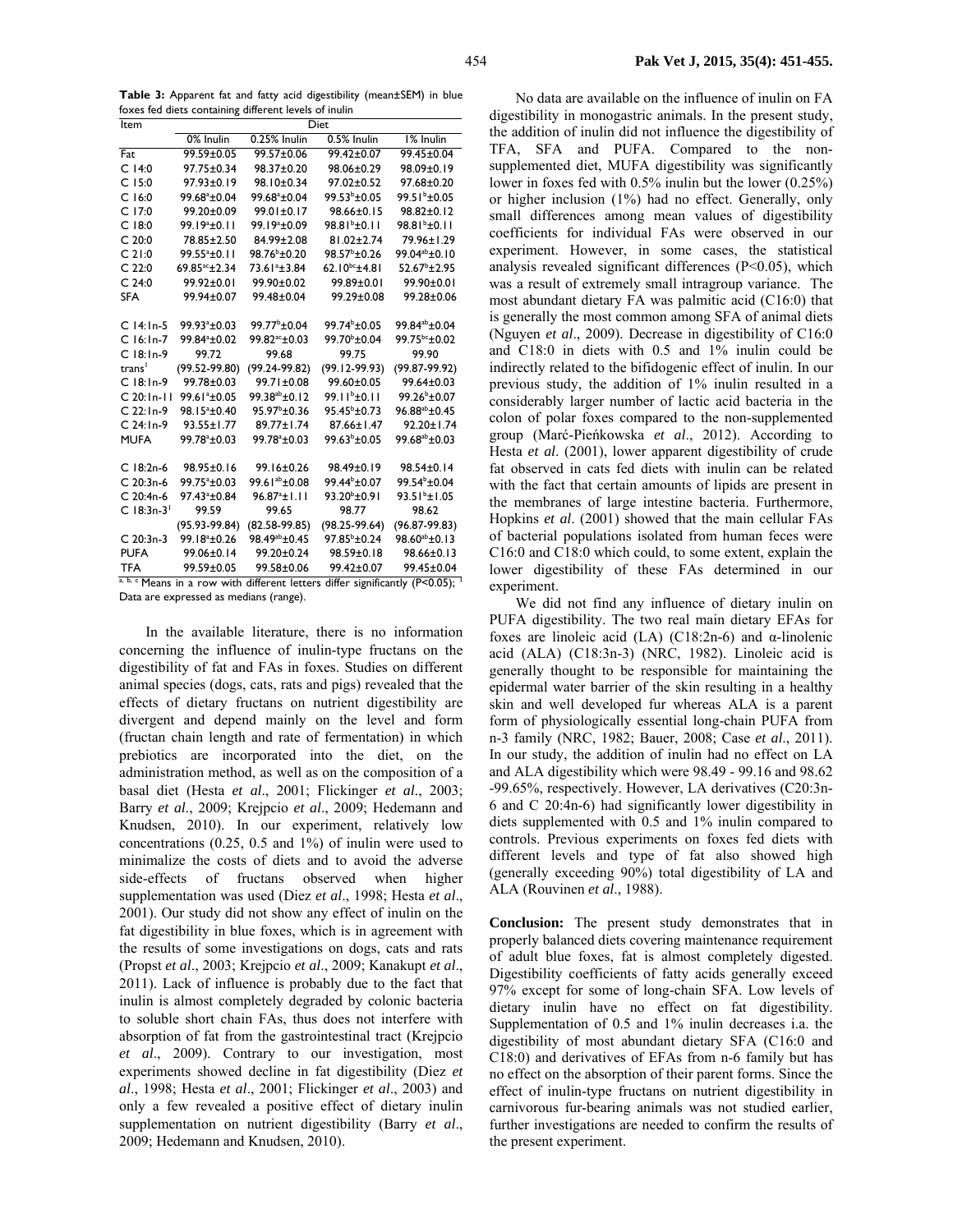**Table 3:** Apparent fat and fatty acid digestibility (mean±SEM) in blue foxes fed diets containing different levels of inulin

| Item | Diet | | | |
|---|---|---|---|---|
| | 0% Inulin | 0.25% Inulin | 0.5% Inulin | 1% Inulin |
| Fat | 99.59±0.05 | 99.57±0.06 | 99.42±0.07 | 99.45±0.04 |
| C 14:0 | 97.75±0.34 | 98.37±0.20 | 98.06±0.29 | 98.09±0.19 |
| C 15:0 | 97.93±0.19 | 98.10±0.34 | 97.02±0.52 | 97.68±0.20 |
| C 16:0 | 99.68[a]±0.04 | 99.68[a]±0.04 | 99.53[b]±0.05 | 99.51[b]±0.05 |
| C 17:0 | 99.20±0.09 | 99.01±0.17 | 98.66±0.15 | 98.82±0.12 |
| C 18:0 | 99.19[a]±0.11 | 99.19[a]±0.09 | 98.81[b]±0.11 | 98.81[b]±0.11 |
| C 20:0 | 78.85±2.50 | 84.99±2.08 | 81.02±2.74 | 79.96±1.29 |
| C 21:0 | 99.55[a]±0.11 | 98.76[b]±0.20 | 98.57[b]±0.26 | 99.04[ab]±0.10 |
| C 22:0 | 69.85[ac]±2.34 | 73.61[a]±3.84 | 62.10[bc]±4.81 | 52.67[b]±2.95 |
| C 24:0 | 99.92±0.01 | 99.90±0.02 | 99.89±0.01 | 99.90±0.01 |
| SFA | 99.94±0.07 | 99.48±0.04 | 99.29±0.08 | 99.28±0.06 |
| C 14:1n-5 | 99.93[a]±0.03 | 99.77[b]±0.04 | 99.74[b]±0.05 | 99.84[ab]±0.04 |
| C 16:1n-7 | 99.84[a]±0.02 | 99.82[ac]±0.03 | 99.70[b]±0.04 | 99.75[bc]±0.02 |
| C 18:1n-9 trans[1] | 99.72 (99.52-99.80) | 99.68 (99.24-99.82) | 99.75 (99.12-99.93) | 99.90 (99.87-99.92) |
| C 18:1n-9 | 99.78±0.03 | 99.71±0.08 | 99.60±0.05 | 99.64±0.03 |
| C 20:1n-11 | 99.61[a]±0.05 | 99.38[ab]±0.12 | 99.11[b]±0.11 | 99.26[b]±0.07 |
| C 22:1n-9 | 98.15[a]±0.40 | 95.97[b]±0.36 | 95.45[b]±0.73 | 96.88[ab]±0.45 |
| C 24:1n-9 | 93.55±1.77 | 89.77±1.74 | 87.66±1.47 | 92.20±1.74 |
| MUFA | 99.78[a]±0.03 | 99.78[a]±0.03 | 99.63[b]±0.05 | 99.68[ab]±0.03 |
| C 18:2n-6 | 98.95±0.16 | 99.16±0.26 | 98.49±0.19 | 98.54±0.14 |
| C 20:3n-6 | 99.75[a]±0.03 | 99.61[ab]±0.08 | 99.44[b]±0.07 | 99.54[b]±0.04 |
| C 20:4n-6 | 97.43[a]±0.84 | 96.87[a]±1.11 | 93.20[b]±0.91 | 93.51[b]±1.05 |
| C 18:3n-3[1] | 99.59 (95.93-99.84) | 99.65 (82.58-99.85) | 98.77 (98.25-99.64) | 98.62 (96.87-99.83) |
| C 20:3n-3 | 99.18[a]±0.26 | 98.49[ab]±0.45 | 97.85[b]±0.24 | 98.60[ab]±0.13 |
| PUFA | 99.06±0.14 | 99.20±0.24 | 98.59±0.18 | 98.66±0.13 |
| TFA | 99.59±0.05 | 99.58±0.06 | 99.42±0.07 | 99.45±0.04 |

[a, b, c] Means in a row with different letters differ significantly ($P<0.05$); [1] Data are expressed as medians (range).

In the available literature, there is no information concerning the influence of inulin-type fructans on the digestibility of fat and FAs in foxes. Studies on different animal species (dogs, cats, rats and pigs) revealed that the effects of dietary fructans on nutrient digestibility are divergent and depend mainly on the level and form (fructan chain length and rate of fermentation) in which prebiotics are incorporated into the diet, on the administration method, as well as on the composition of a basal diet (Hesta *et al*., 2001; Flickinger *et al*., 2003; Barry *et al*., 2009; Krejpcio *et al*., 2009; Hedemann and Knudsen, 2010). In our experiment, relatively low concentrations (0.25, 0.5 and 1%) of inulin were used to minimalize the costs of diets and to avoid the adverse side-effects of fructans observed when higher supplementation was used (Diez *et al*., 1998; Hesta *et al*., 2001). Our study did not show any effect of inulin on the fat digestibility in blue foxes, which is in agreement with the results of some investigations on dogs, cats and rats (Propst *et al*., 2003; Krejpcio *et al*., 2009; Kanakupt *et al*., 2011). Lack of influence is probably due to the fact that inulin is almost completely degraded by colonic bacteria to soluble short chain FAs, thus does not interfere with absorption of fat from the gastrointestinal tract (Krejpcio *et al*., 2009). Contrary to our investigation, most experiments showed decline in fat digestibility (Diez *et al*., 1998; Hesta *et al*., 2001; Flickinger *et al*., 2003) and only a few revealed a positive effect of dietary inulin supplementation on nutrient digestibility (Barry *et al*., 2009; Hedemann and Knudsen, 2010).

No data are available on the influence of inulin on FA digestibility in monogastric animals. In the present study, the addition of inulin did not influence the digestibility of TFA, SFA and PUFA. Compared to the non-supplemented diet, MUFA digestibility was significantly lower in foxes fed with 0.5% inulin but the lower (0.25%) or higher inclusion (1%) had no effect. Generally, only small differences among mean values of digestibility coefficients for individual FAs were observed in our experiment. However, in some cases, the statistical analysis revealed significant differences ($P<0.05$), which was a result of extremely small intragroup variance. The most abundant dietary FA was palmitic acid (C16:0) that is generally the most common among SFA of animal diets (Nguyen *et al*., 2009). Decrease in digestibility of C16:0 and C18:0 in diets with 0.5 and 1% inulin could be indirectly related to the bifidogenic effect of inulin. In our previous study, the addition of 1% inulin resulted in a considerably larger number of lactic acid bacteria in the colon of polar foxes compared to the non-supplemented group (Marć-Pieńkowska *et al*., 2012). According to Hesta *et al*. (2001), lower apparent digestibility of crude fat observed in cats fed diets with inulin can be related with the fact that certain amounts of lipids are present in the membranes of large intestine bacteria. Furthermore, Hopkins *et al*. (2001) showed that the main cellular FAs of bacterial populations isolated from human feces were C16:0 and C18:0 which could, to some extent, explain the lower digestibility of these FAs determined in our experiment.

We did not find any influence of dietary inulin on PUFA digestibility. The two real main dietary EFAs for foxes are linoleic acid (LA) (C18:2n-6) and α-linolenic acid (ALA) (C18:3n-3) (NRC, 1982). Linoleic acid is generally thought to be responsible for maintaining the epidermal water barrier of the skin resulting in a healthy skin and well developed fur whereas ALA is a parent form of physiologically essential long-chain PUFA from n-3 family (NRC, 1982; Bauer, 2008; Case *et al*., 2011). In our study, the addition of inulin had no effect on LA and ALA digestibility which were 98.49 - 99.16 and 98.62 -99.65%, respectively. However, LA derivatives (C20:3n-6 and C 20:4n-6) had significantly lower digestibility in diets supplemented with 0.5 and 1% inulin compared to controls. Previous experiments on foxes fed diets with different levels and type of fat also showed high (generally exceeding 90%) total digestibility of LA and ALA (Rouvinen *et al*., 1988).

**Conclusion:** The present study demonstrates that in properly balanced diets covering maintenance requirement of adult blue foxes, fat is almost completely digested. Digestibility coefficients of fatty acids generally exceed 97% except for some of long-chain SFA. Low levels of dietary inulin have no effect on fat digestibility. Supplementation of 0.5 and 1% inulin decreases i.a. the digestibility of most abundant dietary SFA (C16:0 and C18:0) and derivatives of EFAs from n-6 family but has no effect on the absorption of their parent forms. Since the effect of inulin-type fructans on nutrient digestibility in carnivorous fur-bearing animals was not studied earlier, further investigations are needed to confirm the results of the present experiment.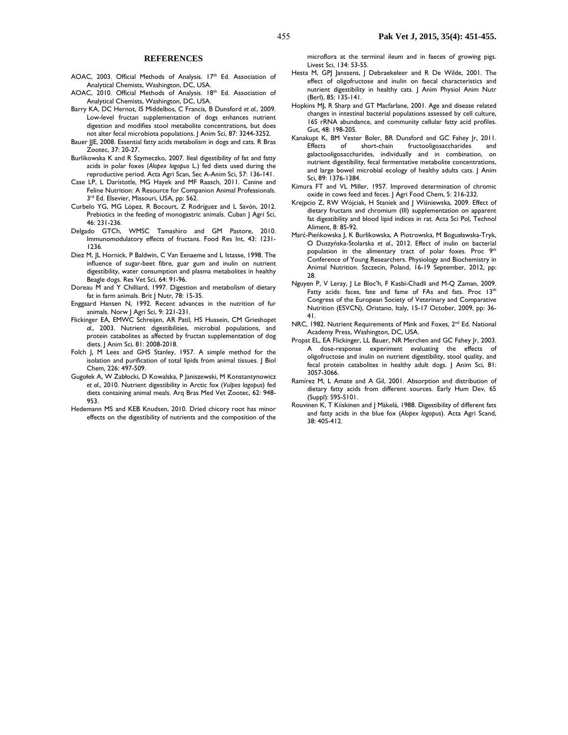## REFERENCES

AOAC, 2003. Official Methods of Analysis. 17th Ed. Association of Analytical Chemists, Washington, DC, USA.

AOAC, 2010. Official Methods of Analysis. 18th Ed. Association of Analytical Chemists, Washington, DC, USA.

Barry KA, DC Hernot, IS Middelbos, C Francis, B Dunsford *et al.*, 2009. Low-level fructan supplementation of dogs enhances nutrient digestion and modifies stool metabolite concentrations, but does not alter fecal microbiota populations. J Anim Sci, 87: 3244-3252.

Bauer JJE, 2008. Essential fatty acids metabolism in dogs and cats. R Bras Zootec, 37: 20-27.

Burlikowska K and R Szymeczko, 2007. Ileal digestibility of fat and fatty acids in polar foxes (*Alopex lagopus* L.) fed diets used during the reproductive period. Acta Agri Scan, Sec A-Anim Sci, 57: 136-141.

Case LP, L Daristotle, MG Hayek and MF Raasch, 2011. Canine and Feline Nutrition: A Resource for Companion Animal Professionals. 3rd Ed. Elsevier, Missouri, USA, pp: 562.

Curbelo YG, MG López, R Bocourt, Z Rodríguez and L Savón, 2012. Prebiotics in the feeding of monogastric animals. Cuban J Agri Sci, 46: 231-236.

Delgado GTCh, WMSC Tamashiro and GM Pastore, 2010. Immunomodulatory effects of fructans. Food Res Int, 43: 1231-1236.

Diez M, JL Hornick, P Baldwin, C Van Eenaeme and L Istasse, 1998. The influence of sugar-beet fibre, guar gum and inulin on nutrient digestibility, water consumption and plasma metabolites in healthy Beagle dogs. Res Vet Sci, 64: 91-96.

Doreau M and Y Chilliard, 1997. Digestion and metabolism of dietary fat in farm animals. Brit J Nutr, 78: 15-35.

Enggaard Hansen N, 1992. Recent advances in the nutrition of fur animals. Norw J Agri Sci, 9: 221-231.

Flickinger EA, EMWC Schreijen, AR Patil, HS Hussein, CM Grieshop*et al*., 2003. Nutrient digestibilities, microbial populations, and protein catabolites as affected by fructan supplementation of dog diets. J Anim Sci, 81: 2008-2018.

Folch J, M Lees and GHS Stanley, 1957. A simple method for the isolation and purification of total lipids from animal tissues. J Biol Chem, 226: 497-509.

Gugołek A, W Zabłocki, D Kowalska, P Janiszewski, M Konstantynowicz *et al*., 2010. Nutrient digestibility in Arctic fox (*Vulpes lagopus*) fed diets containing animal meals. Arq Bras Med Vet Zootec, 62: 948-953.

Hedemann MS and KEB Knudsen, 2010. Dried chicory root has minor effects on the digestibility of nutrients and the composition of the microflora at the terminal ileum and in faeces of growing pigs. Livest Sci, 134: 53-55.

Hesta M, GPJ Janssens, J Debraekeleer and R De Wilde, 2001. The effect of oligofructose and inulin on faecal characteristics and nutrient digestibility in healthy cats. J Anim Physiol Anim Nutr (Berl), 85: 135-141.

Hopkins MJ, R Sharp and GT Macfarlane, 2001. Age and disease related changes in intestinal bacterial populations assessed by cell culture, 16S rRNA abundance, and community cellular fatty acid profiles. Gut, 48: 198-205.

Kanakupt K, BM Vester Boler, BR Dunsford and GC Fahey Jr, 2011. Effects of short-chain fructooligosaccharides and galactooligosaccharides, individually and in combination, on nutrient digestibility, fecal fermentative metabolite concentrations, and large bowel microbial ecology of healthy adults cats. J Anim Sci, 89: 1376-1384.

Kimura FT and VL Miller, 1957. Improved determination of chromic oxide in cows feed and feces. J Agri Food Chem, 5: 216-232.

Krejpcio Z, RW Wójciak, H Staniek and J Wiśniewska, 2009. Effect of dietary fructans and chromium (III) supplementation on apparent fat digestibility and blood lipid indices in rat. Acta Sci Pol, Technol Aliment, 8: 85-92.

Marć-Pieńkowska J, K Burlikowska, A Piotrowska, M Bogusławska-Tryk, O Duszyńska-Stolarska *et al*., 2012. Effect of inulin on bacterial population in the alimentary tract of polar foxes. Proc 9th Conference of Young Researchers. Physiology and Biochemistry in Animal Nutrition. Szczecin, Poland, 16-19 September, 2012, pp: 28.

Nguyen P, V Leray, J Le Bloc'h, F Kasbi-Chadli and M-Q Zaman, 2009. Fatty acids: faces, fate and fame of FAs and fats. Proc 13th Congress of the European Society of Veterinary and Comparative Nutrition (ESVCN), Oristano, Italy, 15-17 October, 2009, pp: 36-41.

NRC, 1982. Nutrient Requirements of Mink and Foxes, 2nd Ed. National Academy Press, Washington, DC, USA.

Propst EL, EA Flickinger, LL Bauer, NR Merchen and GC Fahey Jr, 2003. A dose-response experiment evaluating the effects of oligofructose and inulin on nutrient digestibility, stool quality, and fecal protein catabolites in healthy adult dogs. J Anim Sci, 81: 3057-3066.

Ramírez M, L Amate and A Gil, 2001. Absorption and distribution of dietary fatty acids from different sources. Early Hum Dev, 65 (Suppl): S95-S101.

Rouvinen K, T Kiiskinen and J Mäkelä, 1988. Digestibility of different fats and fatty acids in the blue fox (*Alopex lagopus*). Acta Agri Scand, 38: 405-412.